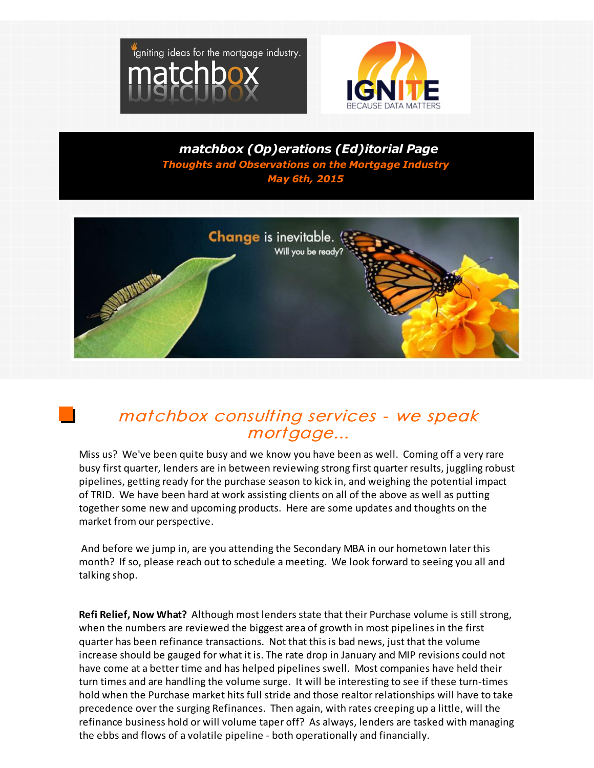igniting ideas for the mortgage industry.
matchbox

IGNITE
BECAUSE DATA MATTERS

# *matchbox (Op)erations (Ed)itorial Page*

***Thoughts and Observations on the Mortgage Industry***

***May 6th, 2015***

Change is inevitable. Will you be ready?

## *matchbox consulting services - we speak mortgage...*

Miss us? We've been quite busy and we know you have been as well. Coming off a very rare busy first quarter, lenders are in between reviewing strong first quarter results, juggling robust pipelines, getting ready for the purchase season to kick in, and weighing the potential impact of TRID. We have been hard at work assisting clients on all of the above as well as putting together some new and upcoming products. Here are some updates and thoughts on the market from our perspective.

And before we jump in, are you attending the Secondary MBA in our hometown later this month? If so, please reach out to schedule a meeting. We look forward to seeing you all and talking shop.

**Refi Relief, Now What?** Although most lenders state that their Purchase volume is still strong, when the numbers are reviewed the biggest area of growth in most pipelines in the first quarter has been refinance transactions. Not that this is bad news, just that the volume increase should be gauged for what it is. The rate drop in January and MIP revisions could not have come at a better time and has helped pipelines swell. Most companies have held their turn times and are handling the volume surge. It will be interesting to see if these turn-times hold when the Purchase market hits full stride and those realtor relationships will have to take precedence over the surging Refinances. Then again, with rates creeping up a little, will the refinance business hold or will volume taper off? As always, lenders are tasked with managing the ebbs and flows of a volatile pipeline - both operationally and financially.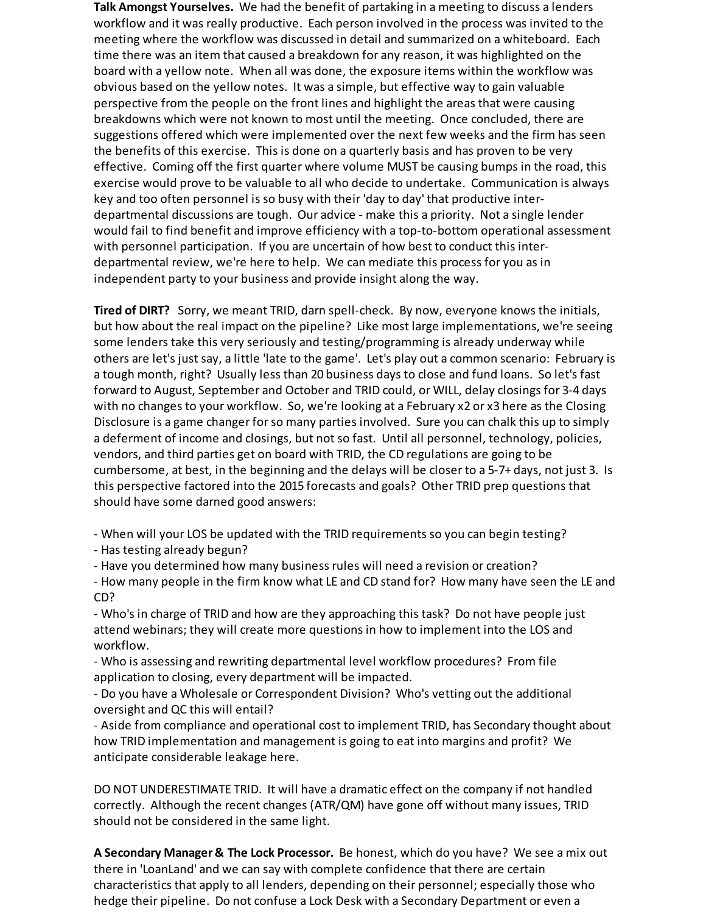**Talk Amongst Yourselves.** We had the benefit of partaking in a meeting to discuss a lenders workflow and it was really productive. Each person involved in the process was invited to the meeting where the workflow was discussed in detail and summarized on a whiteboard. Each time there was an item that caused a breakdown for any reason, it was highlighted on the board with a yellow note. When all was done, the exposure items within the workflow was obvious based on the yellow notes. It was a simple, but effective way to gain valuable perspective from the people on the front lines and highlight the areas that were causing breakdowns which were not known to most until the meeting. Once concluded, there are suggestions offered which were implemented over the next few weeks and the firm has seen the benefits of this exercise. This is done on a quarterly basis and has proven to be very effective. Coming off the first quarter where volume MUST be causing bumps in the road, this exercise would prove to be valuable to all who decide to undertake. Communication is always key and too often personnel is so busy with their 'day to day' that productive inter-departmental discussions are tough. Our advice - make this a priority. Not a single lender would fail to find benefit and improve efficiency with a top-to-bottom operational assessment with personnel participation. If you are uncertain of how best to conduct this inter-departmental review, we're here to help. We can mediate this process for you as in independent party to your business and provide insight along the way.

**Tired of DIRT?** Sorry, we meant TRID, darn spell-check. By now, everyone knows the initials, but how about the real impact on the pipeline? Like most large implementations, we're seeing some lenders take this very seriously and testing/programming is already underway while others are let's just say, a little 'late to the game'. Let's play out a common scenario: February is a tough month, right? Usually less than 20 business days to close and fund loans. So let's fast forward to August, September and October and TRID could, or WILL, delay closings for 3-4 days with no changes to your workflow. So, we're looking at a February x2 or x3 here as the Closing Disclosure is a game changer for so many parties involved. Sure you can chalk this up to simply a deferment of income and closings, but not so fast. Until all personnel, technology, policies, vendors, and third parties get on board with TRID, the CD regulations are going to be cumbersome, at best, in the beginning and the delays will be closer to a 5-7+ days, not just 3. Is this perspective factored into the 2015 forecasts and goals? Other TRID prep questions that should have some darned good answers:

- When will your LOS be updated with the TRID requirements so you can begin testing?
- Has testing already begun?
- Have you determined how many business rules will need a revision or creation?
- How many people in the firm know what LE and CD stand for? How many have seen the LE and CD?
- Who's in charge of TRID and how are they approaching this task? Do not have people just attend webinars; they will create more questions in how to implement into the LOS and workflow.
- Who is assessing and rewriting departmental level workflow procedures? From file application to closing, every department will be impacted.
- Do you have a Wholesale or Correspondent Division? Who's vetting out the additional oversight and QC this will entail?
- Aside from compliance and operational cost to implement TRID, has Secondary thought about how TRID implementation and management is going to eat into margins and profit? We anticipate considerable leakage here.

DO NOT UNDERESTIMATE TRID. It will have a dramatic effect on the company if not handled correctly. Although the recent changes (ATR/QM) have gone off without many issues, TRID should not be considered in the same light.

**A Secondary Manager & The Lock Processor.** Be honest, which do you have? We see a mix out there in 'LoanLand' and we can say with complete confidence that there are certain characteristics that apply to all lenders, depending on their personnel; especially those who hedge their pipeline. Do not confuse a Lock Desk with a Secondary Department or even a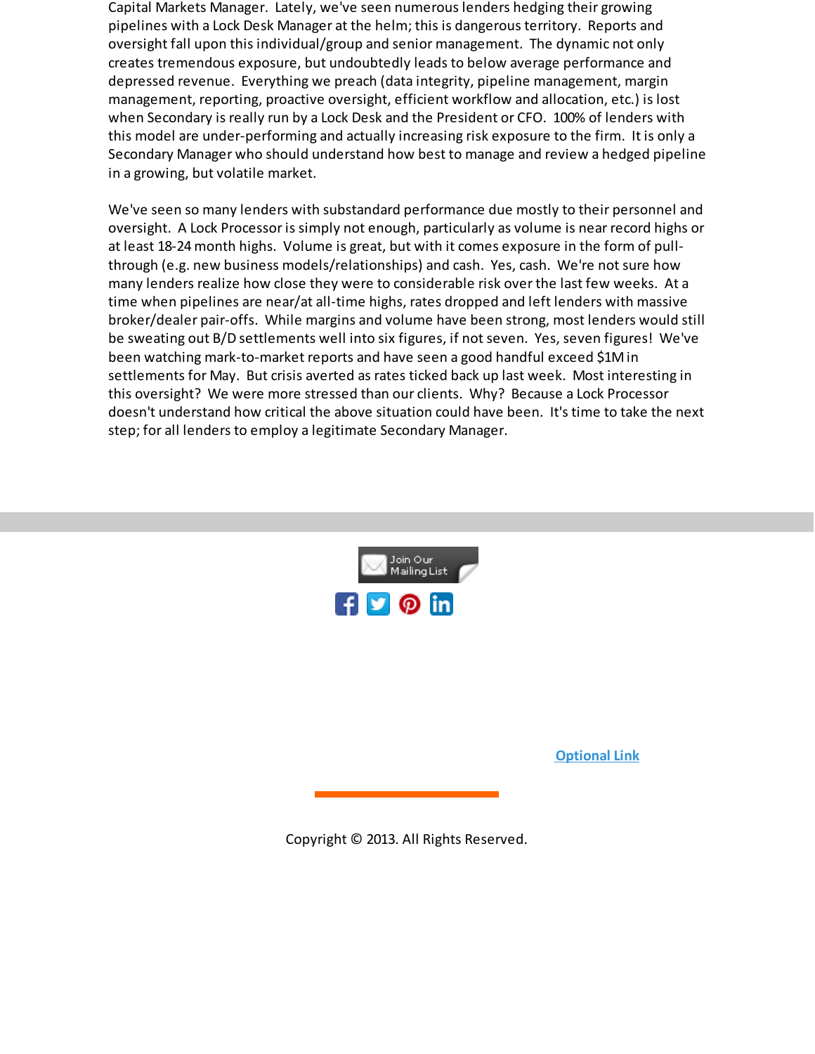Capital Markets Manager. Lately, we've seen numerous lenders hedging their growing pipelines with a Lock Desk Manager at the helm; this is dangerous territory. Reports and oversight fall upon this individual/group and senior management. The dynamic not only creates tremendous exposure, but undoubtedly leads to below average performance and depressed revenue. Everything we preach (data integrity, pipeline management, margin management, reporting, proactive oversight, efficient workflow and allocation, etc.) is lost when Secondary is really run by a Lock Desk and the President or CFO. 100% of lenders with this model are under-performing and actually increasing risk exposure to the firm. It is only a Secondary Manager who should understand how best to manage and review a hedged pipeline in a growing, but volatile market.

We've seen so many lenders with substandard performance due mostly to their personnel and oversight. A Lock Processor is simply not enough, particularly as volume is near record highs or at least 18-24 month highs. Volume is great, but with it comes exposure in the form of pull-through (e.g. new business models/relationships) and cash. Yes, cash. We're not sure how many lenders realize how close they were to considerable risk over the last few weeks. At a time when pipelines are near/at all-time highs, rates dropped and left lenders with massive broker/dealer pair-offs. While margins and volume have been strong, most lenders would still be sweating out B/D settlements well into six figures, if not seven. Yes, seven figures! We've been watching mark-to-market reports and have seen a good handful exceed $1M in settlements for May. But crisis averted as rates ticked back up last week. Most interesting in this oversight? We were more stressed than our clients. Why? Because a Lock Processor doesn't understand how critical the above situation could have been. It's time to take the next step; for all lenders to employ a legitimate Secondary Manager.

Join Our Mailing List

Optional Link

Copyright © 2013. All Rights Reserved.